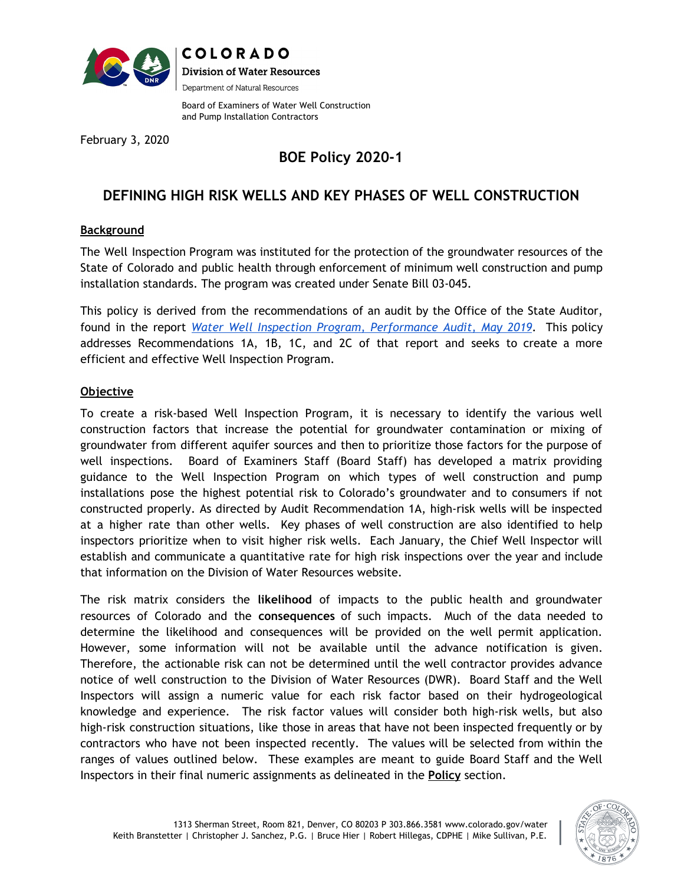COLORADO
Division of Water Resources
Department of Natural Resources

Board of Examiners of Water Well Construction
and Pump Installation Contractors

February 3, 2020

# BOE Policy 2020-1

## DEFINING HIGH RISK WELLS AND KEY PHASES OF WELL CONSTRUCTION

### Background

The Well Inspection Program was instituted for the protection of the groundwater resources of the State of Colorado and public health through enforcement of minimum well construction and pump installation standards. The program was created under Senate Bill 03-045.

This policy is derived from the recommendations of an audit by the Office of the State Auditor, found in the report *Water Well Inspection Program, Performance Audit, May 2019*. This policy addresses Recommendations 1A, 1B, 1C, and 2C of that report and seeks to create a more efficient and effective Well Inspection Program.

### Objective

To create a risk-based Well Inspection Program, it is necessary to identify the various well construction factors that increase the potential for groundwater contamination or mixing of groundwater from different aquifer sources and then to prioritize those factors for the purpose of well inspections. Board of Examiners Staff (Board Staff) has developed a matrix providing guidance to the Well Inspection Program on which types of well construction and pump installations pose the highest potential risk to Colorado's groundwater and to consumers if not constructed properly. As directed by Audit Recommendation 1A, high-risk wells will be inspected at a higher rate than other wells. Key phases of well construction are also identified to help inspectors prioritize when to visit higher risk wells. Each January, the Chief Well Inspector will establish and communicate a quantitative rate for high risk inspections over the year and include that information on the Division of Water Resources website.

The risk matrix considers the **likelihood** of impacts to the public health and groundwater resources of Colorado and the **consequences** of such impacts. Much of the data needed to determine the likelihood and consequences will be provided on the well permit application. However, some information will not be available until the advance notification is given. Therefore, the actionable risk can not be determined until the well contractor provides advance notice of well construction to the Division of Water Resources (DWR). Board Staff and the Well Inspectors will assign a numeric value for each risk factor based on their hydrogeological knowledge and experience. The risk factor values will consider both high-risk wells, but also high-risk construction situations, like those in areas that have not been inspected frequently or by contractors who have not been inspected recently. The values will be selected from within the ranges of values outlined below. These examples are meant to guide Board Staff and the Well Inspectors in their final numeric assignments as delineated in the **Policy** section.

1313 Sherman Street, Room 821, Denver, CO 80203 P 303.866.3581 www.colorado.gov/water
Keith Branstetter | Christopher J. Sanchez, P.G. | Bruce Hier | Robert Hillegas, CDPHE | Mike Sullivan, P.E.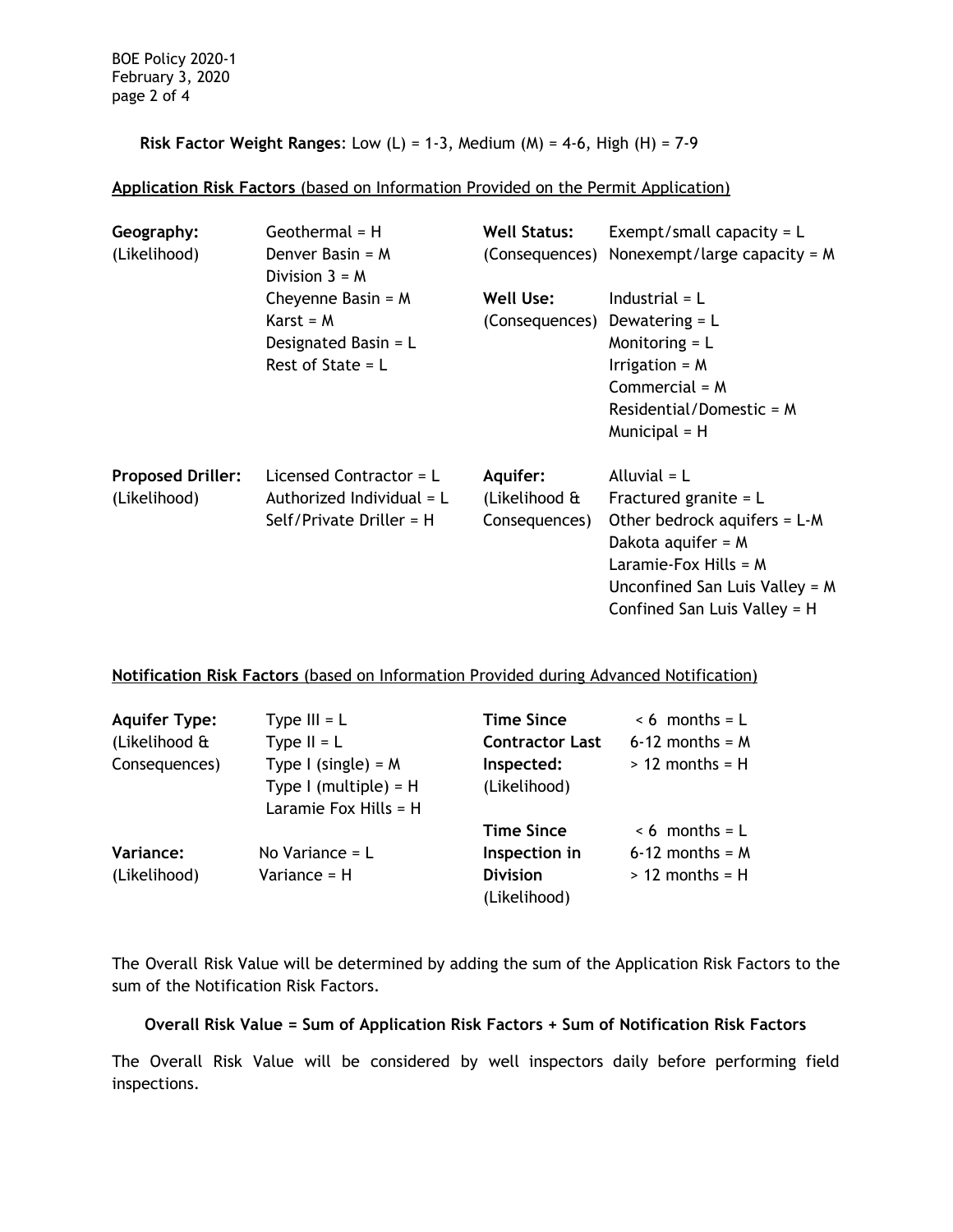**Risk Factor Weight Ranges**: Low (L) = 1-3, Medium (M) = 4-6, High (H) = 7-9

<u>**Application Risk Factors** (based on Information Provided on the Permit Application)</u>

**Geography:**
(Likelihood)
- Geothermal = H
- Denver Basin = M
- Division 3 = M
- Cheyenne Basin = M
- Karst = M
- Designated Basin = L
- Rest of State = L

**Well Status:**
(Consequences)
- Exempt/small capacity = L
- Nonexempt/large capacity = M

**Well Use:**
(Consequences)
- Industrial = L
- Dewatering = L
- Monitoring = L
- Irrigation = M
- Commercial = M
- Residential/Domestic = M
- Municipal = H

**Proposed Driller:**
(Likelihood)
- Licensed Contractor = L
- Authorized Individual = L
- Self/Private Driller = H

**Aquifer:**
(Likelihood & Consequences)
- Alluvial = L
- Fractured granite = L
- Other bedrock aquifers = L-M
- Dakota aquifer = M
- Laramie-Fox Hills = M
- Unconfined San Luis Valley = M
- Confined San Luis Valley = H

<u>**Notification Risk Factors** (based on Information Provided during Advanced Notification)</u>

**Aquifer Type:**
(Likelihood & Consequences)
- Type III = L
- Type II = L
- Type I (single) = M
- Type I (multiple) = H
- Laramie Fox Hills = H

**Variance:**
(Likelihood)
- No Variance = L
- Variance = H

**Time Since Contractor Last Inspected:**
(Likelihood)
- < 6 months = L
- 6-12 months = M
- > 12 months = H

**Time Since Inspection in Division**
(Likelihood)
- < 6 months = L
- 6-12 months = M
- > 12 months = H

The Overall Risk Value will be determined by adding the sum of the Application Risk Factors to the sum of the Notification Risk Factors.

**Overall Risk Value = Sum of Application Risk Factors + Sum of Notification Risk Factors**

The Overall Risk Value will be considered by well inspectors daily before performing field inspections.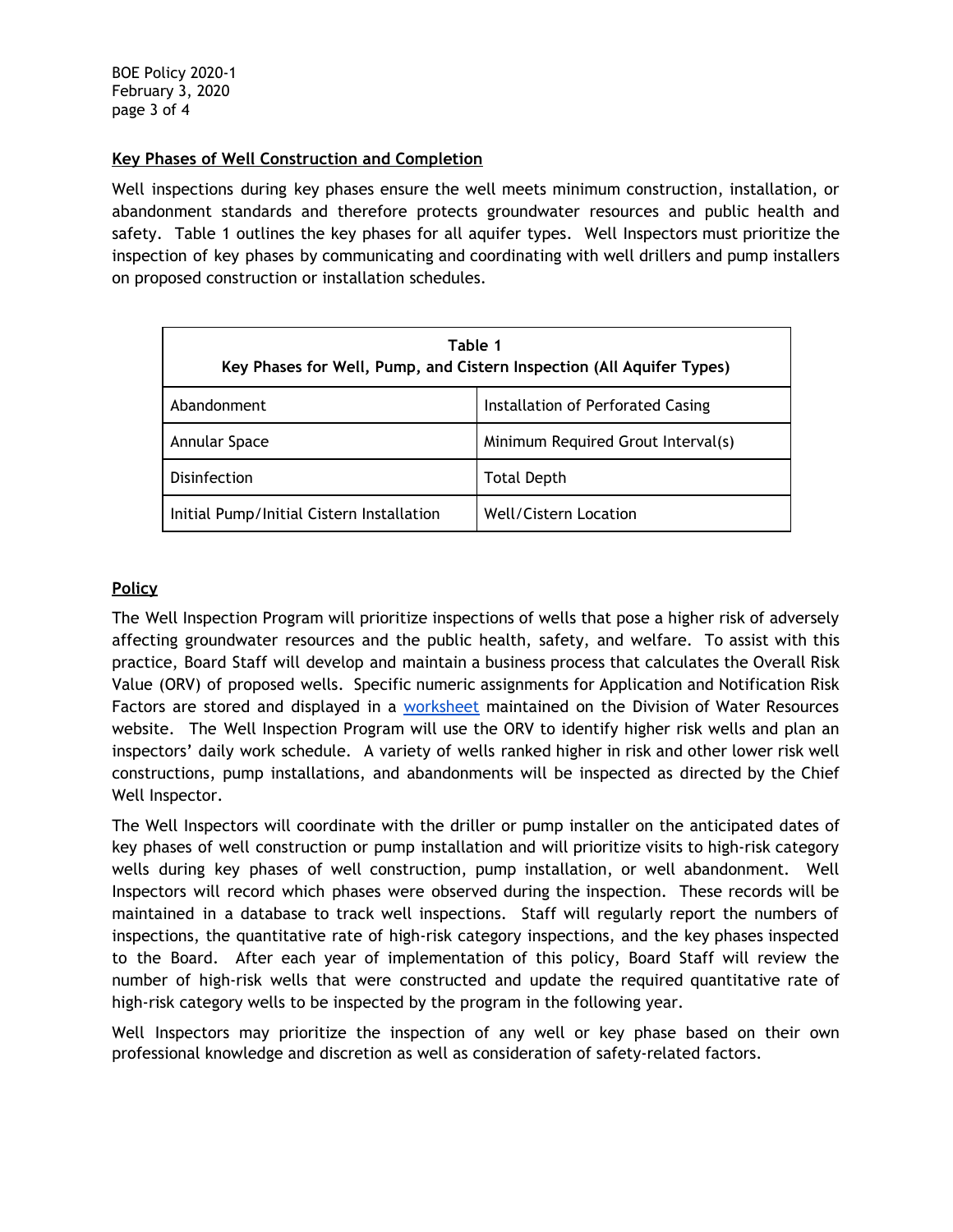## Key Phases of Well Construction and Completion

Well inspections during key phases ensure the well meets minimum construction, installation, or abandonment standards and therefore protects groundwater resources and public health and safety. Table 1 outlines the key phases for all aquifer types. Well Inspectors must prioritize the inspection of key phases by communicating and coordinating with well drillers and pump installers on proposed construction or installation schedules.

| Table 1<br>Key Phases for Well, Pump, and Cistern Inspection (All Aquifer Types) | |
|---|---|
| Abandonment | Installation of Perforated Casing |
| Annular Space | Minimum Required Grout Interval(s) |
| Disinfection | Total Depth |
| Initial Pump/Initial Cistern Installation | Well/Cistern Location |

## Policy

The Well Inspection Program will prioritize inspections of wells that pose a higher risk of adversely affecting groundwater resources and the public health, safety, and welfare. To assist with this practice, Board Staff will develop and maintain a business process that calculates the Overall Risk Value (ORV) of proposed wells. Specific numeric assignments for Application and Notification Risk Factors are stored and displayed in a worksheet maintained on the Division of Water Resources website. The Well Inspection Program will use the ORV to identify higher risk wells and plan an inspectors' daily work schedule. A variety of wells ranked higher in risk and other lower risk well constructions, pump installations, and abandonments will be inspected as directed by the Chief Well Inspector.

The Well Inspectors will coordinate with the driller or pump installer on the anticipated dates of key phases of well construction or pump installation and will prioritize visits to high-risk category wells during key phases of well construction, pump installation, or well abandonment. Well Inspectors will record which phases were observed during the inspection. These records will be maintained in a database to track well inspections. Staff will regularly report the numbers of inspections, the quantitative rate of high-risk category inspections, and the key phases inspected to the Board. After each year of implementation of this policy, Board Staff will review the number of high-risk wells that were constructed and update the required quantitative rate of high-risk category wells to be inspected by the program in the following year.

Well Inspectors may prioritize the inspection of any well or key phase based on their own professional knowledge and discretion as well as consideration of safety-related factors.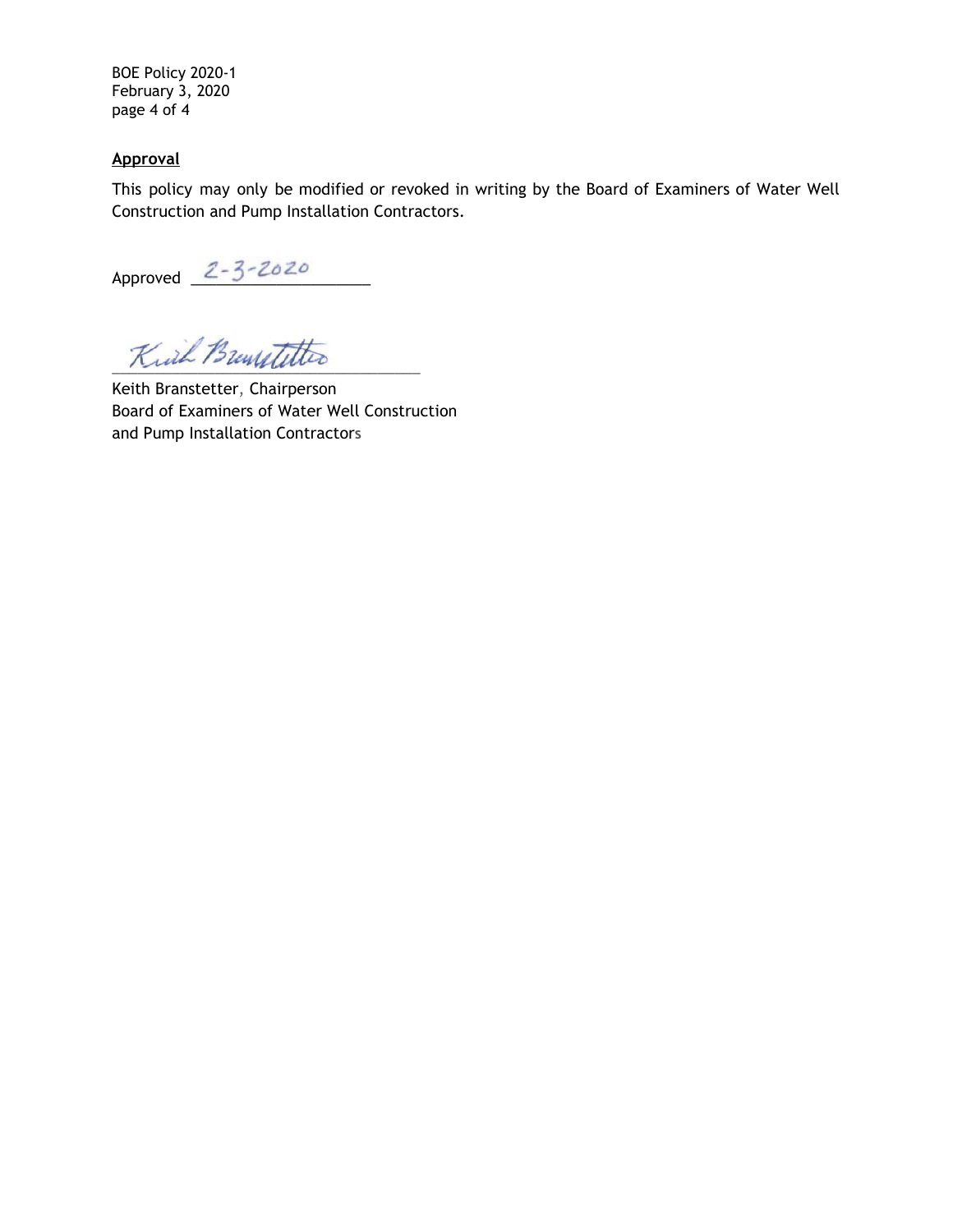## **Approval**

This policy may only be modified or revoked in writing by the Board of Examiners of Water Well Construction and Pump Installation Contractors.

Approved 2-3-2020

Keith Branstetter, Chairperson
Board of Examiners of Water Well Construction and Pump Installation Contractors